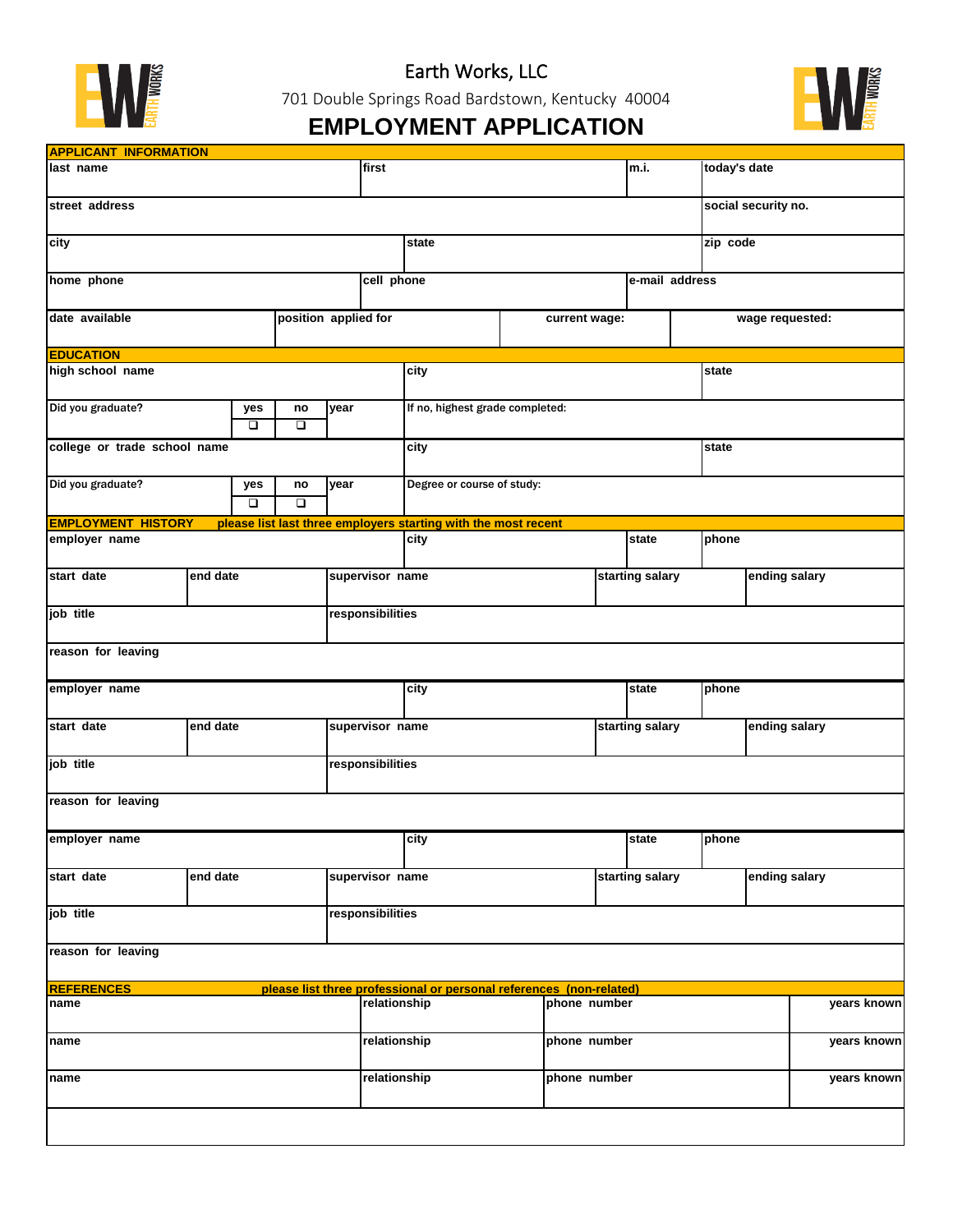# Earth Works, LLC

701 Double Springs Road Bardstown, Kentucky 40004

## EMPLOYMENT APPLICATION

**APPLICANT INFORMATION**

| last name | first | m.i. | today's date |
|---|---|---|---|
| | | | |

| street address | social security no. |
|---|---|
| | |

| city | state | zip code |
|---|---|---|
| | | |

| home phone | cell phone | e-mail address |
|---|---|---|
| | | |

| date available | position applied for | current wage: | wage requested: |
|---|---|---|---|
| | | | |

**EDUCATION**

| high school name | city | state |
|---|---|---|
| | | |

| Did you graduate? | yes | no | year | If no, highest grade completed: |
|---|---|---|---|---|
| | ❑ | ❑ | | |

| college or trade school name | city | state |
|---|---|---|
| | | |

| Did you graduate? | yes | no | year | Degree or course of study: |
|---|---|---|---|---|
| | ❑ | ❑ | | |

**EMPLOYMENT HISTORY** please list last three employers starting with the most recent

| employer name | city | state | phone |
|---|---|---|---|
| | | | |

| start date | end date | supervisor name | starting salary | ending salary |
|---|---|---|---|---|
| | | | | |

| job title | responsibilities |
|---|---|
| | |

| reason for leaving |
|---|
| |

| employer name | city | state | phone |
|---|---|---|---|
| | | | |

| start date | end date | supervisor name | starting salary | ending salary |
|---|---|---|---|---|
| | | | | |

| job title | responsibilities |
|---|---|
| | |

| reason for leaving |
|---|
| |

| employer name | city | state | phone |
|---|---|---|---|
| | | | |

| start date | end date | supervisor name | starting salary | ending salary |
|---|---|---|---|---|
| | | | | |

| job title | responsibilities |
|---|---|
| | |

| reason for leaving |
|---|
| |

**REFERENCES** please list three professional or personal references (non-related)

| name | relationship | phone number | years known |
|---|---|---|---|
| | | | |
| name | relationship | phone number | years known |
| | | | |
| name | relationship | phone number | years known |
| | | | |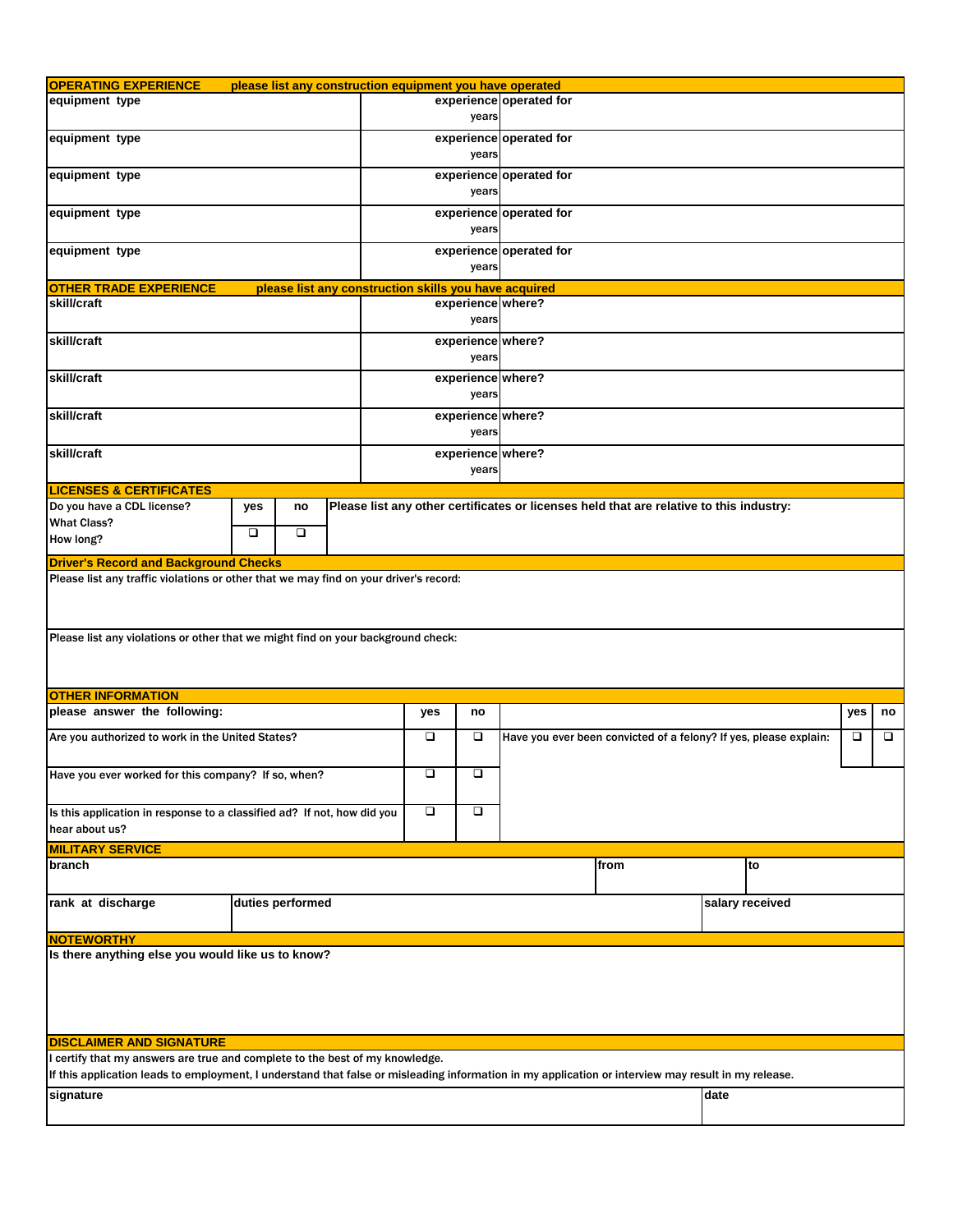## OPERATING EXPERIENCE — please list any construction equipment you have operated

| | | |
|---|---|---|
| equipment type | experience years | operated for |
| equipment type | experience years | operated for |
| equipment type | experience years | operated for |
| equipment type | experience years | operated for |
| equipment type | experience years | operated for |

## OTHER TRADE EXPERIENCE — please list any construction skills you have acquired

| | | |
|---|---|---|
| skill/craft | experience years | where? |
| skill/craft | experience years | where? |
| skill/craft | experience years | where? |
| skill/craft | experience years | where? |
| skill/craft | experience years | where? |

## LICENSES & CERTIFICATES

| | yes | no | |
|---|---|---|---|
| Do you have a CDL license? What Class? How long? | ❑ | ❑ | Please list any other certificates or licenses held that are relative to this industry: |

## Driver's Record and Background Checks

Please list any traffic violations or other that we may find on your driver's record:

Please list any violations or other that we might find on your background check:

## OTHER INFORMATION

| please answer the following: | yes | no | | yes | no |
|---|---|---|---|---|---|
| Are you authorized to work in the United States? | ❑ | ❑ | Have you ever been convicted of a felony? If yes, please explain: | ❑ | ❑ |
| Have you ever worked for this company? If so, when? | ❑ | ❑ | | | |
| Is this application in response to a classified ad? If not, how did you hear about us? | ❑ | ❑ | | | |

## MILITARY SERVICE

| | | | |
|---|---|---|---|
| branch | | from | to |
| rank at discharge | duties performed | | salary received |

## NOTEWORTHY

Is there anything else you would like us to know?

## DISCLAIMER AND SIGNATURE

I certify that my answers are true and complete to the best of my knowledge.

If this application leads to employment, I understand that false or misleading information in my application or interview may result in my release.

| | |
|---|---|
| signature | date |